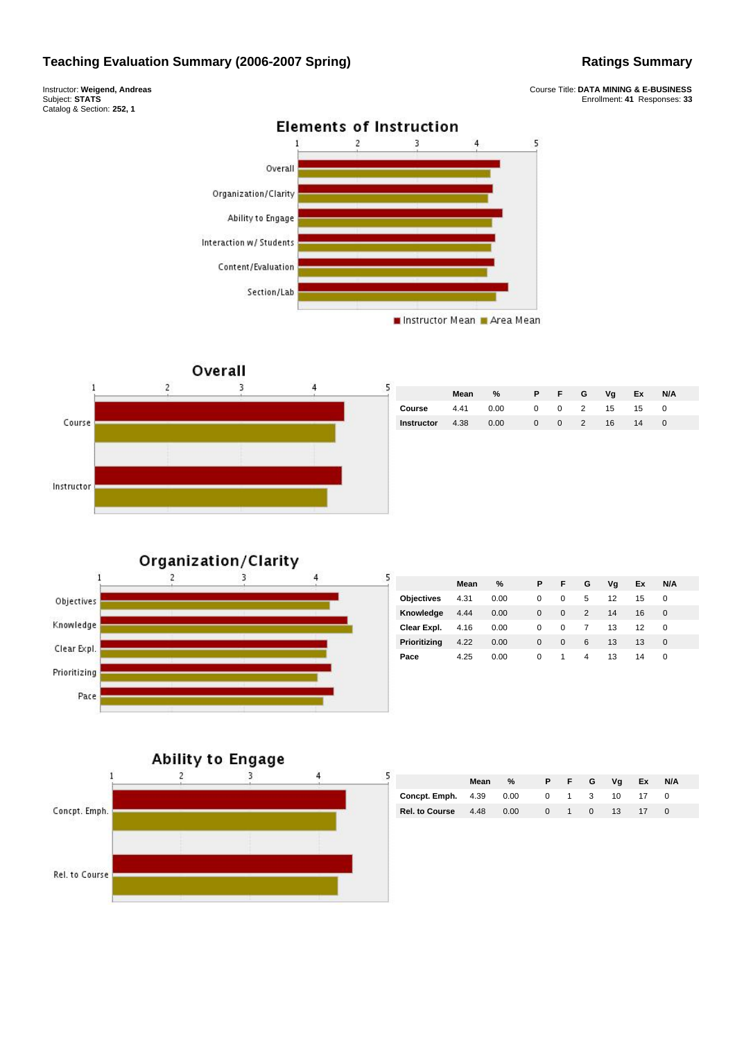# Teaching Evaluation Summary (2006-2007 Spring)

## Ratings Summary

Instructor: **Weigend, Andreas**
Subject: **STATS**
Catalog & Section: **252, 1**

Course Title: **DATA MINING & E-BUSINESS**
Enrollment: **41** Responses: **33**

### Elements of Instruction

Chart axis: 1–5. Legend: Instructor Mean, Area Mean. Categories: Overall, Organization/Clarity, Ability to Engage, Interaction w/ Students, Content/Evaluation, Section/Lab.

### Overall

Chart axis: 1–5. Categories: Course, Instructor.

| | Mean | % | P | F | G | Vg | Ex | N/A |
|---|---|---|---|---|---|---|---|---|
| **Course** | 4.41 | 0.00 | 0 | 0 | 2 | 15 | 15 | 0 |
| **Instructor** | 4.38 | 0.00 | 0 | 0 | 2 | 16 | 14 | 0 |

### Organization/Clarity

Chart axis: 1–5. Categories: Objectives, Knowledge, Clear Expl., Prioritizing, Pace.

| | Mean | % | P | F | G | Vg | Ex | N/A |
|---|---|---|---|---|---|---|---|---|
| **Objectives** | 4.31 | 0.00 | 0 | 0 | 5 | 12 | 15 | 0 |
| **Knowledge** | 4.44 | 0.00 | 0 | 0 | 2 | 14 | 16 | 0 |
| **Clear Expl.** | 4.16 | 0.00 | 0 | 0 | 7 | 13 | 12 | 0 |
| **Prioritizing** | 4.22 | 0.00 | 0 | 0 | 6 | 13 | 13 | 0 |
| **Pace** | 4.25 | 0.00 | 0 | 1 | 4 | 13 | 14 | 0 |

### Ability to Engage

Chart axis: 1–5. Categories: Concpt. Emph., Rel. to Course.

| | Mean | % | P | F | G | Vg | Ex | N/A |
|---|---|---|---|---|---|---|---|---|
| **Concpt. Emph.** | 4.39 | 0.00 | 0 | 1 | 3 | 10 | 17 | 0 |
| **Rel. to Course** | 4.48 | 0.00 | 0 | 1 | 0 | 13 | 17 | 0 |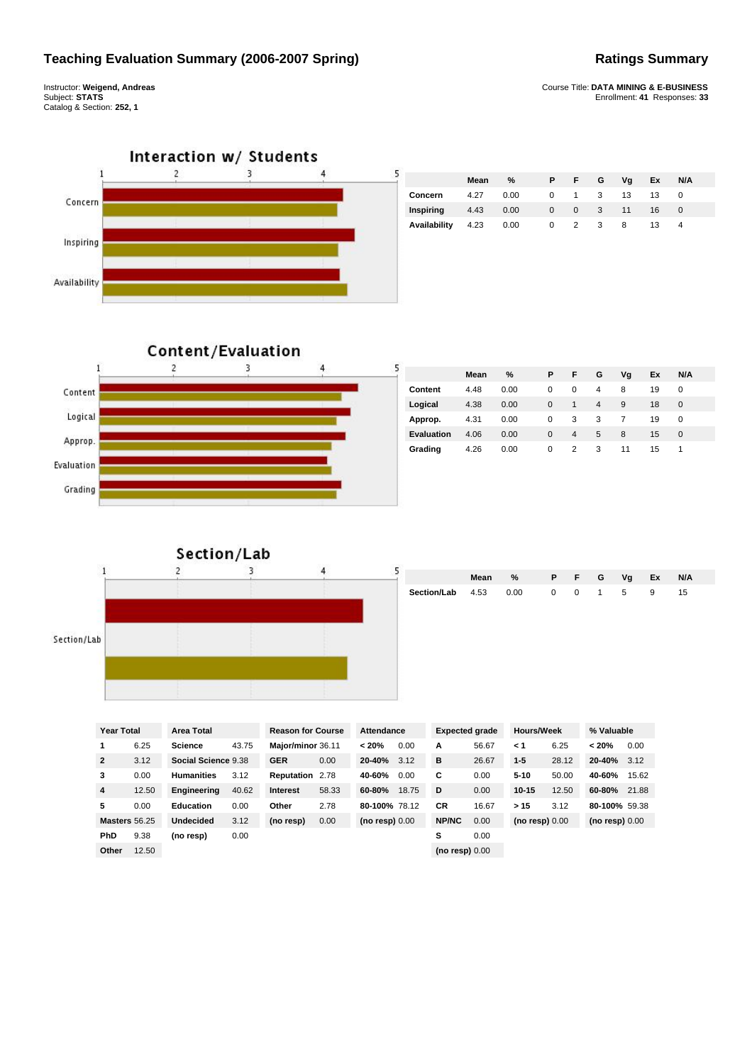# Teaching Evaluation Summary (2006-2007 Spring)

## Ratings Summary

Instructor: **Weigend, Andreas**
Subject: **STATS**
Catalog & Section: **252, 1**

Course Title: **DATA MINING & E-BUSINESS**
Enrollment: **41** Responses: **33**

### Interaction w/ Students

1 2 3 4 5

Concern
Inspiring
Availability

| | Mean | % | P | F | G | Vg | Ex | N/A |
|---|---|---|---|---|---|---|---|---|
| **Concern** | 4.27 | 0.00 | 0 | 1 | 3 | 13 | 13 | 0 |
| **Inspiring** | 4.43 | 0.00 | 0 | 0 | 3 | 11 | 16 | 0 |
| **Availability** | 4.23 | 0.00 | 0 | 2 | 3 | 8 | 13 | 4 |

### Content/Evaluation

1 2 3 4 5

Content
Logical
Approp.
Evaluation
Grading

| | Mean | % | P | F | G | Vg | Ex | N/A |
|---|---|---|---|---|---|---|---|---|
| **Content** | 4.48 | 0.00 | 0 | 0 | 4 | 8 | 19 | 0 |
| **Logical** | 4.38 | 0.00 | 0 | 1 | 4 | 9 | 18 | 0 |
| **Approp.** | 4.31 | 0.00 | 0 | 3 | 3 | 7 | 19 | 0 |
| **Evaluation** | 4.06 | 0.00 | 0 | 4 | 5 | 8 | 15 | 0 |
| **Grading** | 4.26 | 0.00 | 0 | 2 | 3 | 11 | 15 | 1 |

### Section/Lab

1 2 3 4 5

Section/Lab

| | Mean | % | P | F | G | Vg | Ex | N/A |
|---|---|---|---|---|---|---|---|---|
| **Section/Lab** | 4.53 | 0.00 | 0 | 0 | 1 | 5 | 9 | 15 |

| Year Total | |
|---|---|
| **1** | 6.25 |
| **2** | 3.12 |
| **3** | 0.00 |
| **4** | 12.50 |
| **5** | 0.00 |
| **Masters** | 56.25 |
| **PhD** | 9.38 |
| **Other** | 12.50 |

| Area Total | |
|---|---|
| **Science** | 43.75 |
| **Social Science** | 9.38 |
| **Humanities** | 3.12 |
| **Engineering** | 40.62 |
| **Education** | 0.00 |
| **Undecided** | 3.12 |
| **(no resp)** | 0.00 |

| Reason for Course | |
|---|---|
| **Major/minor** | 36.11 |
| **GER** | 0.00 |
| **Reputation** | 2.78 |
| **Interest** | 58.33 |
| **Other** | 2.78 |
| **(no resp)** | 0.00 |

| Attendance | |
|---|---|
| **< 20%** | 0.00 |
| **20-40%** | 3.12 |
| **40-60%** | 0.00 |
| **60-80%** | 18.75 |
| **80-100%** | 78.12 |
| **(no resp)** | 0.00 |

| Expected grade | |
|---|---|
| **A** | 56.67 |
| **B** | 26.67 |
| **C** | 0.00 |
| **D** | 0.00 |
| **CR** | 16.67 |
| **NP/NC** | 0.00 |
| **S** | 0.00 |
| **(no resp)** | 0.00 |

| Hours/Week | |
|---|---|
| **< 1** | 6.25 |
| **1-5** | 28.12 |
| **5-10** | 50.00 |
| **10-15** | 12.50 |
| **> 15** | 3.12 |
| **(no resp)** | 0.00 |

| % Valuable | |
|---|---|
| **< 20%** | 0.00 |
| **20-40%** | 3.12 |
| **40-60%** | 15.62 |
| **60-80%** | 21.88 |
| **80-100%** | 59.38 |
| **(no resp)** | 0.00 |